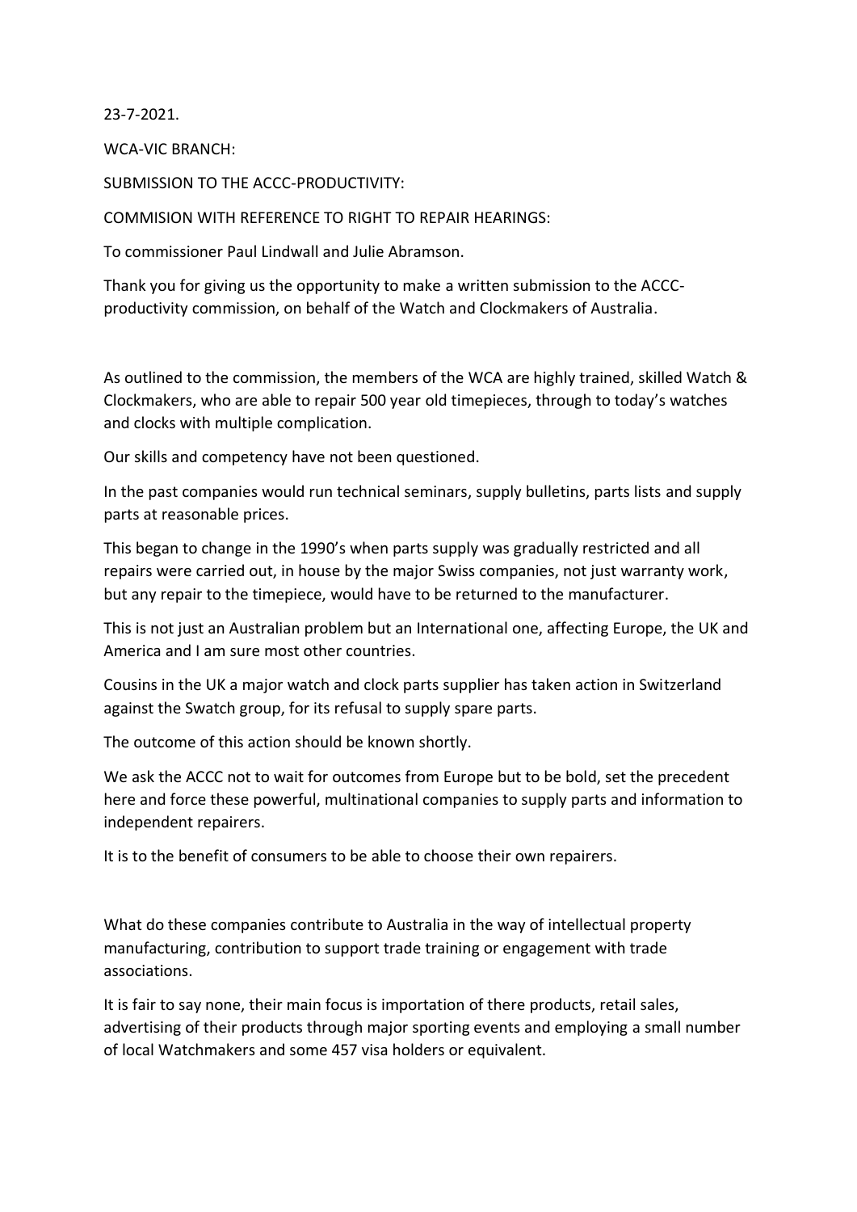23-7-2021.

WCA-VIC BRANCH:

SUBMISSION TO THE ACCC-PRODUCTIVITY:

COMMISION WITH REFERENCE TO RIGHT TO REPAIR HEARINGS:

To commissioner Paul Lindwall and Julie Abramson.

Thank you for giving us the opportunity to make a written submission to the ACCC-productivity commission, on behalf of the Watch and Clockmakers of Australia.

As outlined to the commission, the members of the WCA are highly trained, skilled Watch & Clockmakers, who are able to repair 500 year old timepieces, through to today's watches and clocks with multiple complication.

Our skills and competency have not been questioned.

In the past companies would run technical seminars, supply bulletins, parts lists and supply parts at reasonable prices.

This began to change in the 1990's when parts supply was gradually restricted and all repairs were carried out, in house by the major Swiss companies, not just warranty work, but any repair to the timepiece, would have to be returned to the manufacturer.

This is not just an Australian problem but an International one, affecting Europe, the UK and America and I am sure most other countries.

Cousins in the UK a major watch and clock parts supplier has taken action in Switzerland against the Swatch group, for its refusal to supply spare parts.

The outcome of this action should be known shortly.

We ask the ACCC not to wait for outcomes from Europe but to be bold, set the precedent here and force these powerful, multinational companies to supply parts and information to independent repairers.

It is to the benefit of consumers to be able to choose their own repairers.

What do these companies contribute to Australia in the way of intellectual property manufacturing, contribution to support trade training or engagement with trade associations.

It is fair to say none, their main focus is importation of there products, retail sales, advertising of their products through major sporting events and employing a small number of local Watchmakers and some 457 visa holders or equivalent.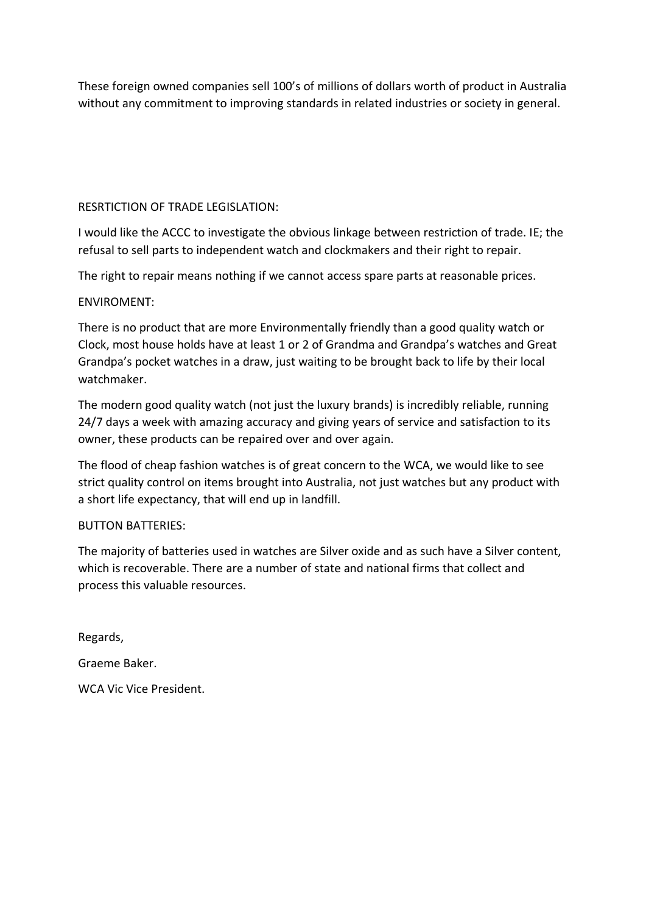These foreign owned companies sell 100's of millions of dollars worth of product in Australia without any commitment to improving standards in related industries or society in general.

RESRTICTION OF TRADE LEGISLATION:

I would like the ACCC to investigate the obvious linkage between restriction of trade. IE; the refusal to sell parts to independent watch and clockmakers and their right to repair.

The right to repair means nothing if we cannot access spare parts at reasonable prices.

ENVIROMENT:

There is no product that are more Environmentally friendly than a good quality watch or Clock, most house holds have at least 1 or 2 of Grandma and Grandpa's watches and Great Grandpa's pocket watches in a draw, just waiting to be brought back to life by their local watchmaker.

The modern good quality watch (not just the luxury brands) is incredibly reliable, running 24/7 days a week with amazing accuracy and giving years of service and satisfaction to its owner, these products can be repaired over and over again.

The flood of cheap fashion watches is of great concern to the WCA, we would like to see strict quality control on items brought into Australia, not just watches but any product with a short life expectancy, that will end up in landfill.

BUTTON BATTERIES:

The majority of batteries used in watches are Silver oxide and as such have a Silver content, which is recoverable. There are a number of state and national firms that collect and process this valuable resources.

Regards,

Graeme Baker.

WCA Vic Vice President.